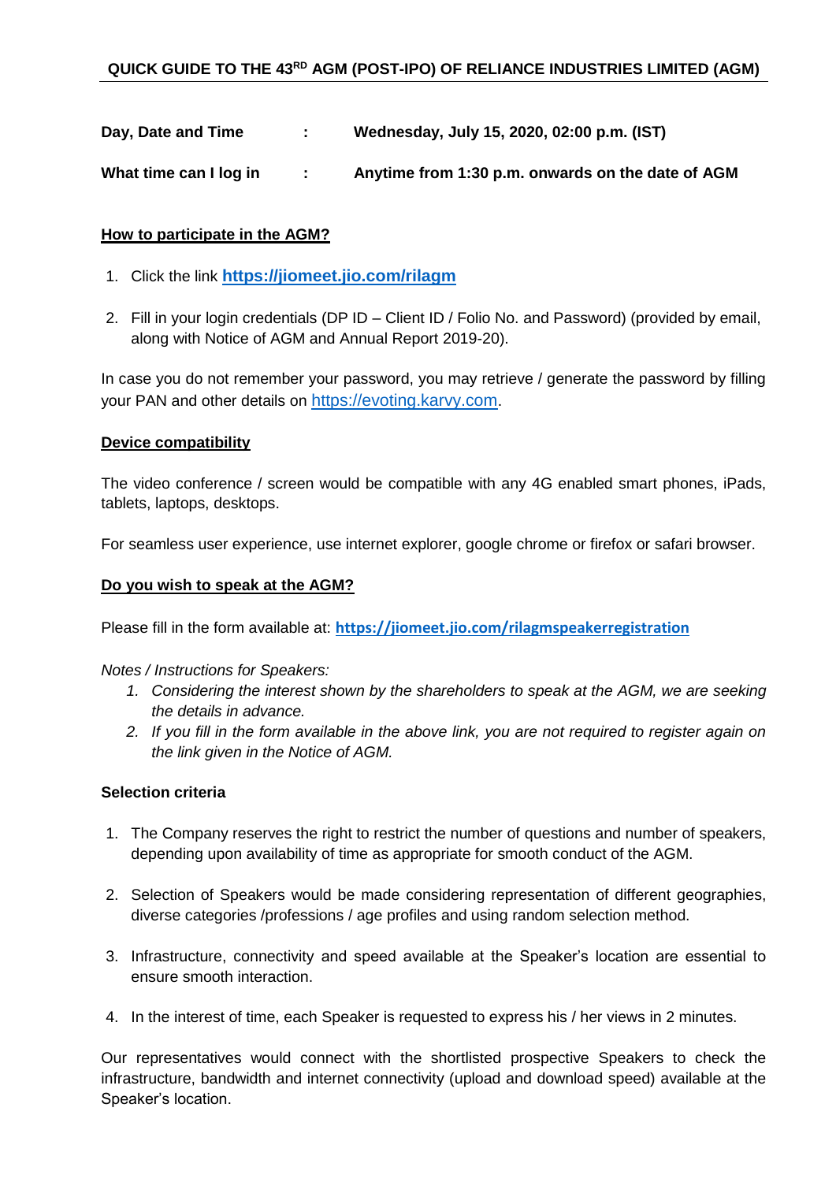## QUICK GUIDE TO THE 43RD AGM (POST-IPO) OF RELIANCE INDUSTRIES LIMITED (AGM)

| | | |
|---|---|---|
| **Day, Date and Time** | **:** | **Wednesday, July 15, 2020, 02:00 p.m. (IST)** |
| **What time can I log in** | **:** | **Anytime from 1:30 p.m. onwards on the date of AGM** |

### How to participate in the AGM?

1. Click the link **https://jiomeet.jio.com/rilagm**
2. Fill in your login credentials (DP ID – Client ID / Folio No. and Password) (provided by email, along with Notice of AGM and Annual Report 2019-20).

In case you do not remember your password, you may retrieve / generate the password by filling your PAN and other details on https://evoting.karvy.com.

### Device compatibility

The video conference / screen would be compatible with any 4G enabled smart phones, iPads, tablets, laptops, desktops.

For seamless user experience, use internet explorer, google chrome or firefox or safari browser.

### Do you wish to speak at the AGM?

Please fill in the form available at: **https://jiomeet.jio.com/rilagmspeakerregistration**

*Notes / Instructions for Speakers:*

1. *Considering the interest shown by the shareholders to speak at the AGM, we are seeking the details in advance.*
2. *If you fill in the form available in the above link, you are not required to register again on the link given in the Notice of AGM.*

**Selection criteria**

1. The Company reserves the right to restrict the number of questions and number of speakers, depending upon availability of time as appropriate for smooth conduct of the AGM.
2. Selection of Speakers would be made considering representation of different geographies, diverse categories /professions / age profiles and using random selection method.
3. Infrastructure, connectivity and speed available at the Speaker's location are essential to ensure smooth interaction.
4. In the interest of time, each Speaker is requested to express his / her views in 2 minutes.

Our representatives would connect with the shortlisted prospective Speakers to check the infrastructure, bandwidth and internet connectivity (upload and download speed) available at the Speaker's location.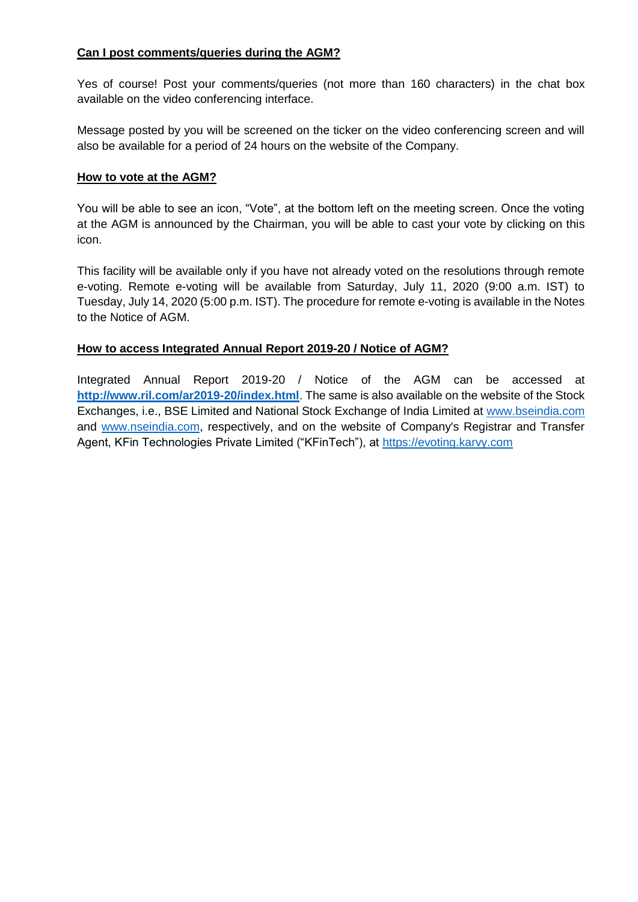**Can I post comments/queries during the AGM?**

Yes of course! Post your comments/queries (not more than 160 characters) in the chat box available on the video conferencing interface.

Message posted by you will be screened on the ticker on the video conferencing screen and will also be available for a period of 24 hours on the website of the Company.

**How to vote at the AGM?**

You will be able to see an icon, "Vote", at the bottom left on the meeting screen. Once the voting at the AGM is announced by the Chairman, you will be able to cast your vote by clicking on this icon.

This facility will be available only if you have not already voted on the resolutions through remote e-voting. Remote e-voting will be available from Saturday, July 11, 2020 (9:00 a.m. IST) to Tuesday, July 14, 2020 (5:00 p.m. IST). The procedure for remote e-voting is available in the Notes to the Notice of AGM.

**How to access Integrated Annual Report 2019-20 / Notice of AGM?**

Integrated Annual Report 2019-20 / Notice of the AGM can be accessed at **http://www.ril.com/ar2019-20/index.html**. The same is also available on the website of the Stock Exchanges, i.e., BSE Limited and National Stock Exchange of India Limited at www.bseindia.com and www.nseindia.com, respectively, and on the website of Company's Registrar and Transfer Agent, KFin Technologies Private Limited ("KFinTech"), at https://evoting.karvy.com